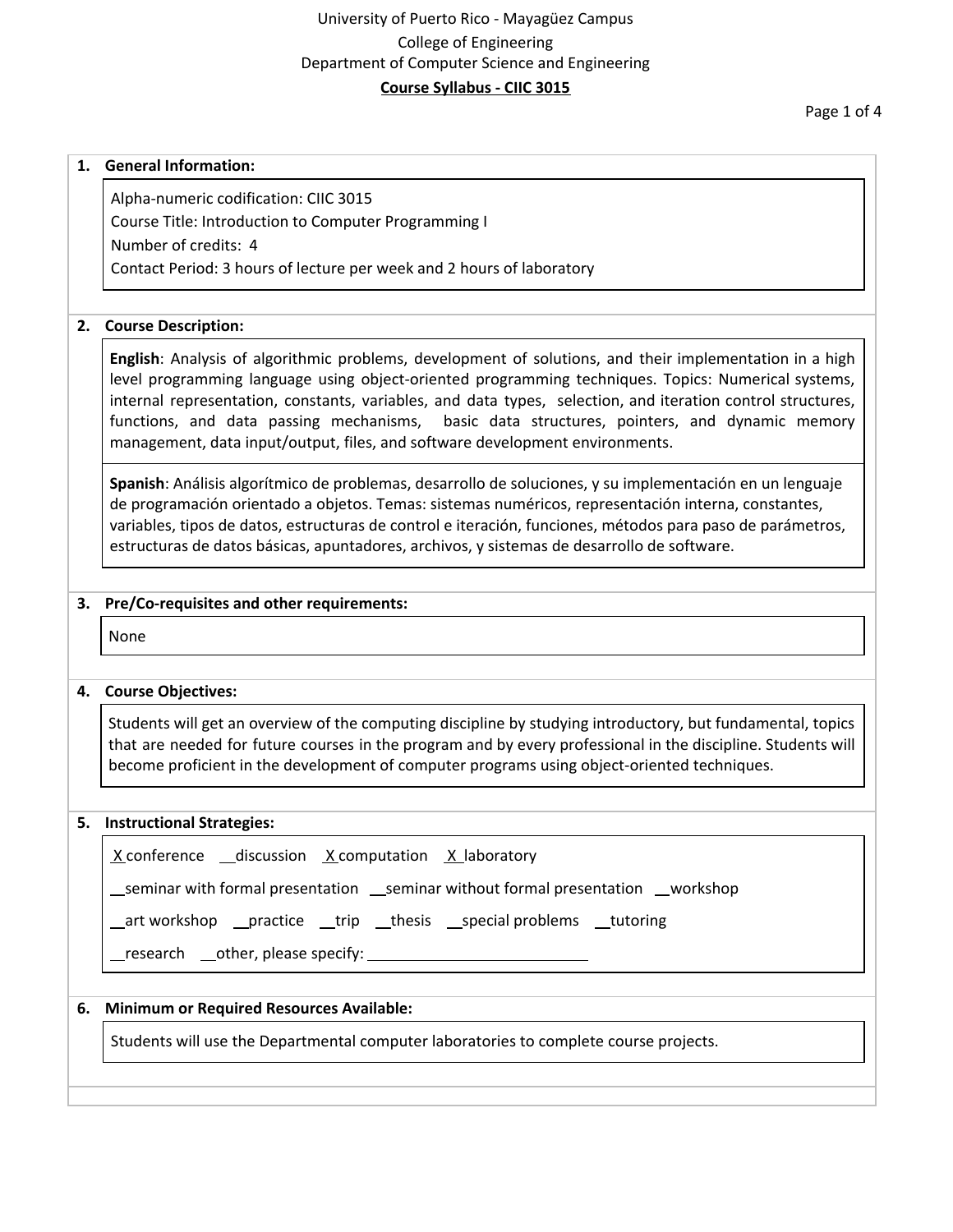University of Puerto Rico - Mayagüez Campus

College of Engineering

Department of Computer Science and Engineering

**Course Syllabus - CIIC 3015**

## 1. General Information:

Alpha-numeric codification: CIIC 3015

Course Title: Introduction to Computer Programming I

Number of credits: 4

Contact Period: 3 hours of lecture per week and 2 hours of laboratory

## 2. Course Description:

**English**: Analysis of algorithmic problems, development of solutions, and their implementation in a high level programming language using object-oriented programming techniques. Topics: Numerical systems, internal representation, constants, variables, and data types, selection, and iteration control structures, functions, and data passing mechanisms, basic data structures, pointers, and dynamic memory management, data input/output, files, and software development environments.

**Spanish**: Análisis algorítmico de problemas, desarrollo de soluciones, y su implementación en un lenguaje de programación orientado a objetos. Temas: sistemas numéricos, representación interna, constantes, variables, tipos de datos, estructuras de control e iteración, funciones, métodos para paso de parámetros, estructuras de datos básicas, apuntadores, archivos, y sistemas de desarrollo de software.

## 3. Pre/Co-requisites and other requirements:

None

## 4. Course Objectives:

Students will get an overview of the computing discipline by studying introductory, but fundamental, topics that are needed for future courses in the program and by every professional in the discipline. Students will become proficient in the development of computer programs using object-oriented techniques.

## 5. Instructional Strategies:

_X_ conference __ discussion _X_ computation _X_ laboratory

__ seminar with formal presentation __ seminar without formal presentation __ workshop

__ art workshop __ practice __ trip __ thesis __ special problems __ tutoring

__ research __ other, please specify: ____________________

## 6. Minimum or Required Resources Available:

Students will use the Departmental computer laboratories to complete course projects.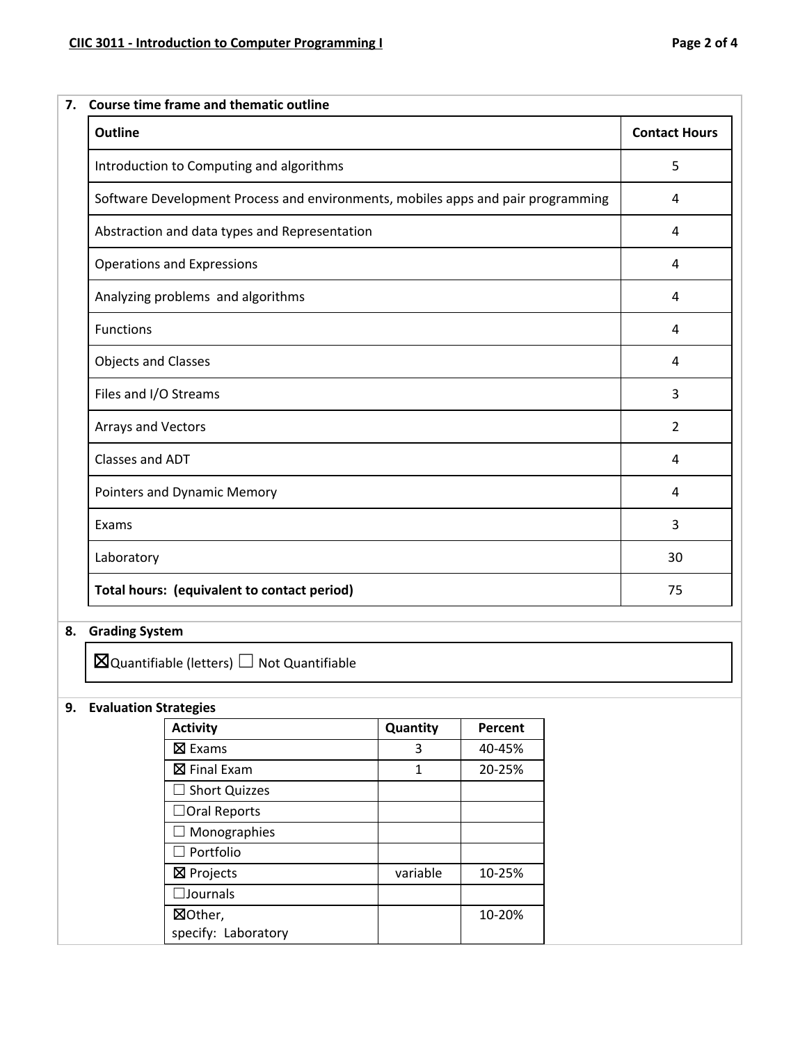## 7. Course time frame and thematic outline

| Outline | Contact Hours |
|---|---|
| Introduction to Computing and algorithms | 5 |
| Software Development Process and environments, mobiles apps and pair programming | 4 |
| Abstraction and data types and Representation | 4 |
| Operations and Expressions | 4 |
| Analyzing problems and algorithms | 4 |
| Functions | 4 |
| Objects and Classes | 4 |
| Files and I/O Streams | 3 |
| Arrays and Vectors | 2 |
| Classes and ADT | 4 |
| Pointers and Dynamic Memory | 4 |
| Exams | 3 |
| Laboratory | 30 |
| **Total hours: (equivalent to contact period)** | 75 |

## 8. Grading System

☒Quantifiable (letters) ☐ Not Quantifiable

## 9. Evaluation Strategies

| Activity | Quantity | Percent |
|---|---|---|
| ☒ Exams | 3 | 40-45% |
| ☒ Final Exam | 1 | 20-25% |
| ☐ Short Quizzes | | |
| ☐Oral Reports | | |
| ☐ Monographies | | |
| ☐ Portfolio | | |
| ☒ Projects | variable | 10-25% |
| ☐Journals | | |
| ☒Other, specify: Laboratory | | 10-20% |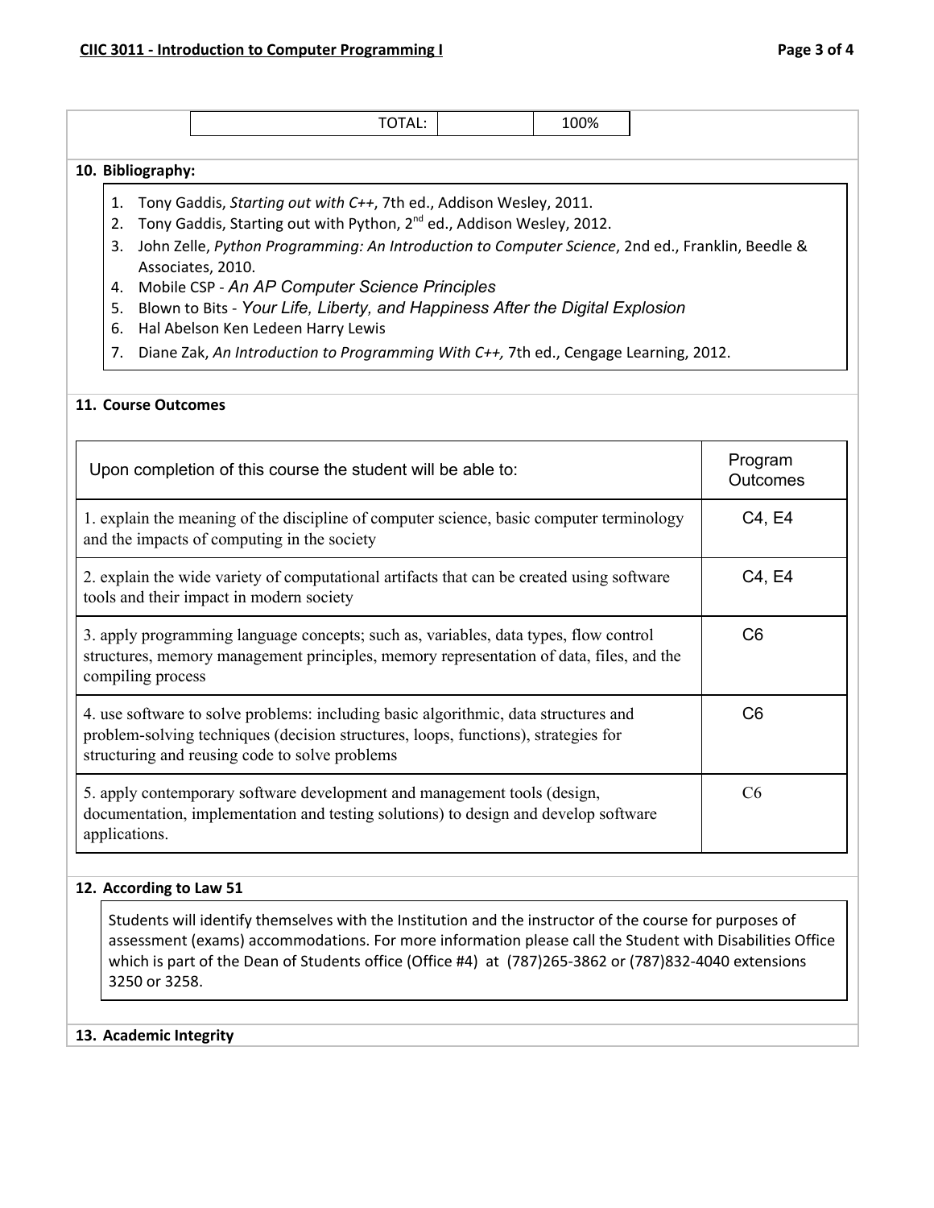| | TOTAL: | | 100% |
|---|---|---|---|

**10. Bibliography:**

1. Tony Gaddis, *Starting out with C++*, 7th ed., Addison Wesley, 2011.
2. Tony Gaddis, Starting out with Python, 2nd ed., Addison Wesley, 2012.
3. John Zelle, *Python Programming: An Introduction to Computer Science*, 2nd ed., Franklin, Beedle & Associates, 2010.
4. Mobile CSP - *An AP Computer Science Principles*
5. Blown to Bits - *Your Life, Liberty, and Happiness After the Digital Explosion*
6. Hal Abelson Ken Ledeen Harry Lewis
7. Diane Zak, *An Introduction to Programming With C++,* 7th ed., Cengage Learning, 2012.

**11. Course Outcomes**

| Upon completion of this course the student will be able to: | Program Outcomes |
|---|---|
| 1. explain the meaning of the discipline of computer science, basic computer terminology and the impacts of computing in the society | C4, E4 |
| 2. explain the wide variety of computational artifacts that can be created using software tools and their impact in modern society | C4, E4 |
| 3. apply programming language concepts; such as, variables, data types, flow control structures, memory management principles, memory representation of data, files, and the compiling process | C6 |
| 4. use software to solve problems: including basic algorithmic, data structures and problem-solving techniques (decision structures, loops, functions), strategies for structuring and reusing code to solve problems | C6 |
| 5. apply contemporary software development and management tools (design, documentation, implementation and testing solutions) to design and develop software applications. | C6 |

**12. According to Law 51**

Students will identify themselves with the Institution and the instructor of the course for purposes of assessment (exams) accommodations. For more information please call the Student with Disabilities Office which is part of the Dean of Students office (Office #4) at (787)265-3862 or (787)832-4040 extensions 3250 or 3258.

**13. Academic Integrity**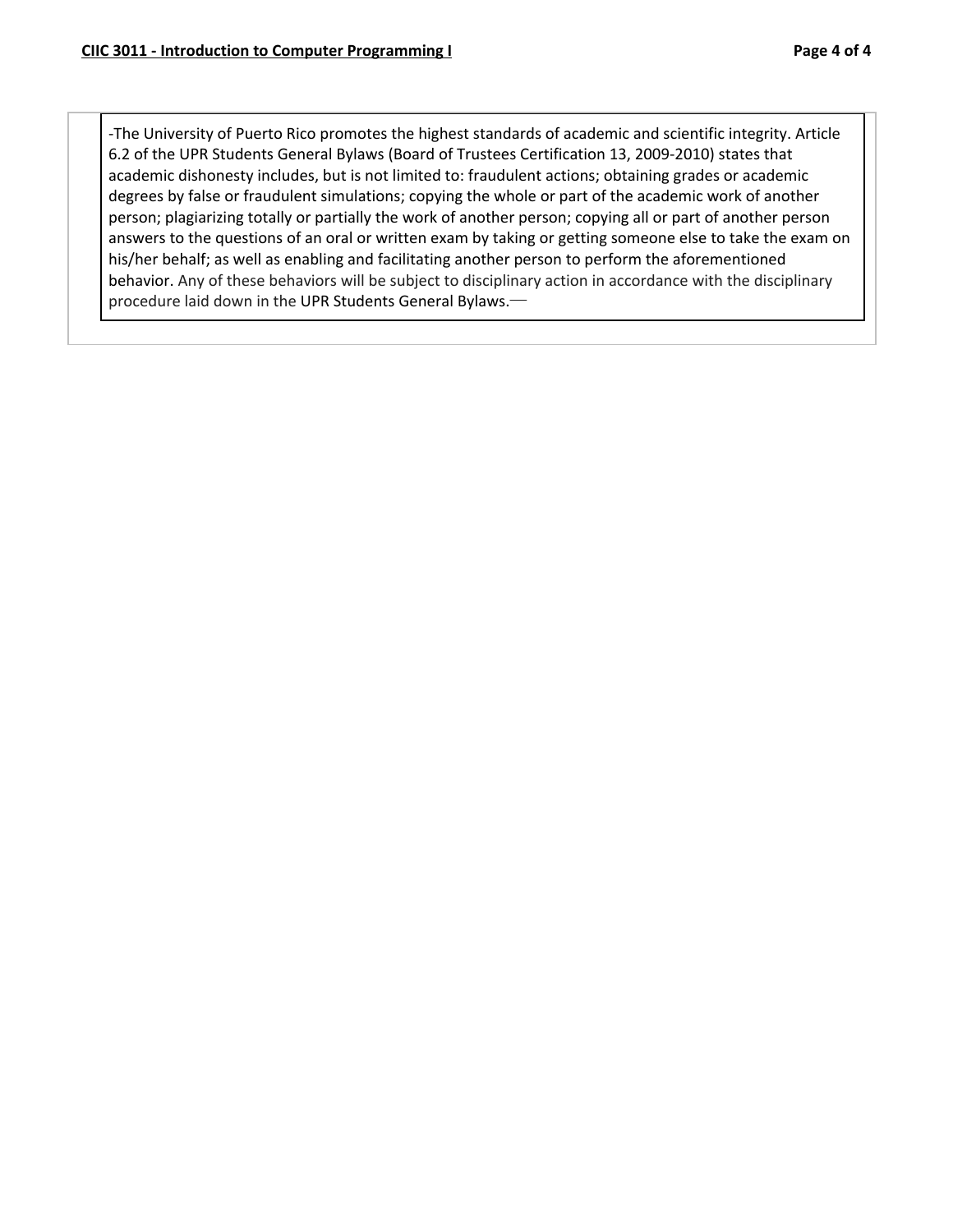-The University of Puerto Rico promotes the highest standards of academic and scientific integrity. Article 6.2 of the UPR Students General Bylaws (Board of Trustees Certification 13, 2009-2010) states that academic dishonesty includes, but is not limited to: fraudulent actions; obtaining grades or academic degrees by false or fraudulent simulations; copying the whole or part of the academic work of another person; plagiarizing totally or partially the work of another person; copying all or part of another person answers to the questions of an oral or written exam by taking or getting someone else to take the exam on his/her behalf; as well as enabling and facilitating another person to perform the aforementioned behavior. Any of these behaviors will be subject to disciplinary action in accordance with the disciplinary procedure laid down in the UPR Students General Bylaws.—